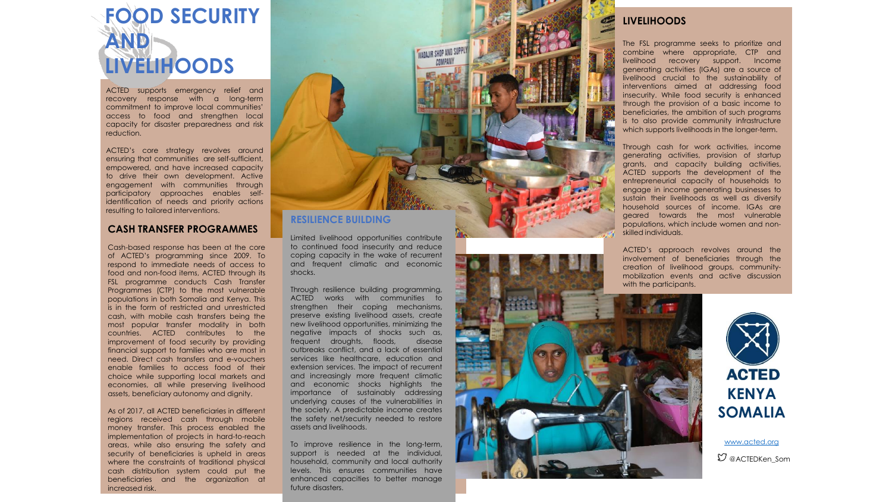# FOOD SECURITY AND LIVELIHOODS

ACTED supports emergency relief and recovery response with a long-term commitment to improve local communities' access to food and strengthen local capacity for disaster preparedness and risk reduction.

ACTED's core strategy revolves around ensuring that communities are self-sufficient, empowered, and have increased capacity to drive their own development. Active engagement with communities through participatory approaches enables self-identification of needs and priority actions resulting to tailored interventions.

## CASH TRANSFER PROGRAMMES

Cash-based response has been at the core of ACTED's programming since 2009. To respond to immediate needs of access to food and non-food items, ACTED through its FSL programme conducts Cash Transfer Programmes (CTP) to the most vulnerable populations in both Somalia and Kenya. This is in the form of restricted and unrestricted cash, with mobile cash transfers being the most popular transfer modality in both countries. ACTED contributes to the improvement of food security by providing financial support to families who are most in need. Direct cash transfers and e-vouchers enable families to access food of their choice while supporting local markets and economies, all while preserving livelihood assets, beneficiary autonomy and dignity.

As of 2017, all ACTED beneficiaries in different regions received cash through mobile money transfer. This process enabled the implementation of projects in hard-to-reach areas, while also ensuring the safety and security of beneficiaries is upheld in areas where the constraints of traditional physical cash distribution system could put the beneficiaries and the organization at increased risk.

## RESILIENCE BUILDING

Limited livelihood opportunities contribute to continued food insecurity and reduce coping capacity in the wake of recurrent and frequent climatic and economic shocks.

Through resilience building programming, ACTED works with communities to strengthen their coping mechanisms, preserve existing livelihood assets, create new livelihood opportunities, minimizing the negative impacts of shocks such as, frequent droughts, floods, disease outbreaks conflict, and a lack of essential services like healthcare, education and extension services. The impact of recurrent and increasingly more frequent climatic and economic shocks highlights the importance of sustainably addressing underlying causes of the vulnerabilities in the society. A predictable income creates the safety net/security needed to restore assets and livelihoods.

To improve resilience in the long-term, support is needed at the individual, household, community and local authority levels. This ensures communities have enhanced capacities to better manage future disasters.

## LIVELIHOODS

The FSL programme seeks to prioritize and combine where appropriate, CTP and livelihood recovery support. Income generating activities (IGAs) are a source of livelihood crucial to the sustainability of interventions aimed at addressing food insecurity. While food security is enhanced through the provision of a basic income to beneficiaries, the ambition of such programs is to also provide community infrastructure which supports livelihoods in the longer-term.

Through cash for work activities, income generating activities, provision of startup grants, and capacity building activities, ACTED supports the development of the entrepreneurial capacity of households to engage in income generating businesses to sustain their livelihoods as well as diversify household sources of income. IGAs are geared towards the most vulnerable populations, which include women and non-skilled individuals.

ACTED's approach revolves around the involvement of beneficiaries through the creation of livelihood groups, community-mobilization events and active discussion with the participants.

**ACTED KENYA SOMALIA**

www.acted.org

@ACTEDKen_Som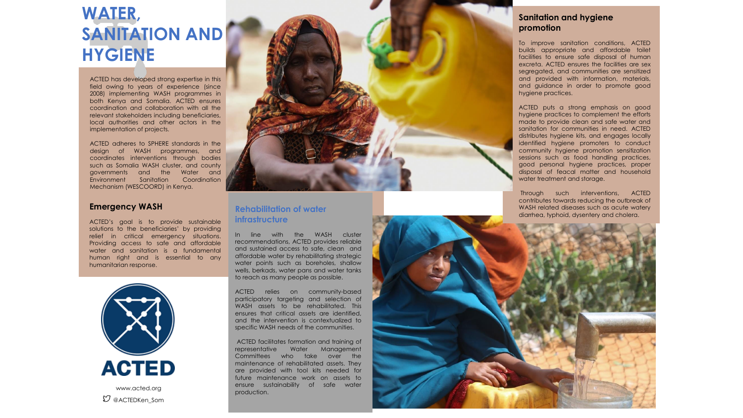# WATER, SANITATION AND HYGIENE

ACTED has developed strong expertise in this field owing to years of experience (since 2008) implementing WASH programmes in both Kenya and Somalia. ACTED ensures coordination and collaboration with all the relevant stakeholders including beneficiaries, local authorities and other actors in the implementation of projects.

ACTED adheres to SPHERE standards in the design of WASH programmes, and coordinates interventions through bodies such as Somalia WASH cluster, and county governments and the Water and Environment Sanitation Coordination Mechanism (WESCOORD) in Kenya.

## Emergency WASH

ACTED's goal is to provide sustainable solutions to the beneficiaries' by providing relief in critical emergency situations. Providing access to safe and affordable water and sanitation is a fundamental human right and is essential to any humanitarian response.

## Rehabilitation of water infrastructure

In line with the WASH cluster recommendations, ACTED provides reliable and sustained access to safe, clean and affordable water by rehabilitating strategic water points such as boreholes, shallow wells, berkads, water pans and water tanks to reach as many people as possible.

ACTED relies on community-based participatory targeting and selection of WASH assets to be rehabilitated. This ensures that critical assets are identified, and the intervention is contextualized to specific WASH needs of the communities.

ACTED facilitates formation and training of representative Water Management Committees who take over the maintenance of rehabilitated assets. They are provided with tool kits needed for future maintenance work on assets to ensure sustainability of safe water production.

## Sanitation and hygiene promotion

To improve sanitation conditions, ACTED builds appropriate and affordable toilet facilities to ensure safe disposal of human excreta. ACTED ensures the facilities are sex segregated, and communities are sensitized and provided with information, materials, and guidance in order to promote good hygiene practices.

ACTED puts a strong emphasis on good hygiene practices to complement the efforts made to provide clean and safe water and sanitation for communities in need. ACTED distributes hygiene kits, and engages locally identified hygiene promoters to conduct community hygiene promotion sensitization sessions such as food handling practices, good personal hygiene practices, proper disposal of feacal matter and household water treatment and storage.

Through such interventions, ACTED contributes towards reducing the outbreak of WASH related diseases such as acute watery diarrhea, typhoid, dysentery and cholera.

ACTED

www.acted.org

@ACTEDKen_Som